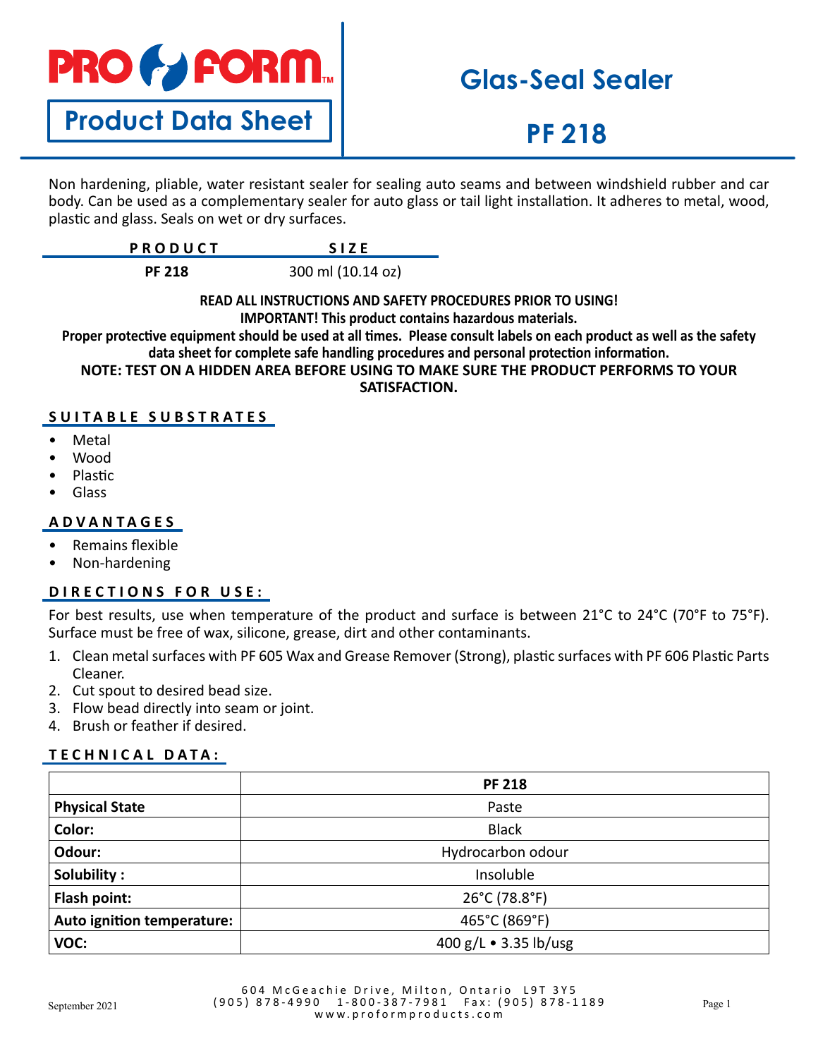# PRO FORM

## Product Data Sheet

# Glas-Seal Sealer

# PF 218

Non hardening, pliable, water resistant sealer for sealing auto seams and between windshield rubber and car body. Can be used as a complementary sealer for auto glass or tail light installation. It adheres to metal, wood, plastic and glass. Seals on wet or dry surfaces.

| PRODUCT | SIZE |
|---|---|
| **PF 218** | 300 ml (10.14 oz) |

**READ ALL INSTRUCTIONS AND SAFETY PROCEDURES PRIOR TO USING!**
**IMPORTANT! This product contains hazardous materials.**
**Proper protective equipment should be used at all times. Please consult labels on each product as well as the safety data sheet for complete safe handling procedures and personal protection information.**
**NOTE: TEST ON A HIDDEN AREA BEFORE USING TO MAKE SURE THE PRODUCT PERFORMS TO YOUR SATISFACTION.**

## SUITABLE SUBSTRATES

- Metal
- Wood
- Plastic
- Glass

## ADVANTAGES

- Remains flexible
- Non-hardening

## DIRECTIONS FOR USE:

For best results, use when temperature of the product and surface is between 21°C to 24°C (70°F to 75°F). Surface must be free of wax, silicone, grease, dirt and other contaminants.

1. Clean metal surfaces with PF 605 Wax and Grease Remover (Strong), plastic surfaces with PF 606 Plastic Parts Cleaner.
2. Cut spout to desired bead size.
3. Flow bead directly into seam or joint.
4. Brush or feather if desired.

## TECHNICAL DATA:

| | PF 218 |
|---|---|
| **Physical State** | Paste |
| **Color:** | Black |
| **Odour:** | Hydrocarbon odour |
| **Solubility :** | Insoluble |
| **Flash point:** | 26°C (78.8°F) |
| **Auto ignition temperature:** | 465°C (869°F) |
| **VOC:** | 400 g/L • 3.35 lb/usg |

September 2021

604 McGeachie Drive, Milton, Ontario L9T 3Y5
(905) 878-4990 1-800-387-7981 Fax: (905) 878-1189
www.proformproducts.com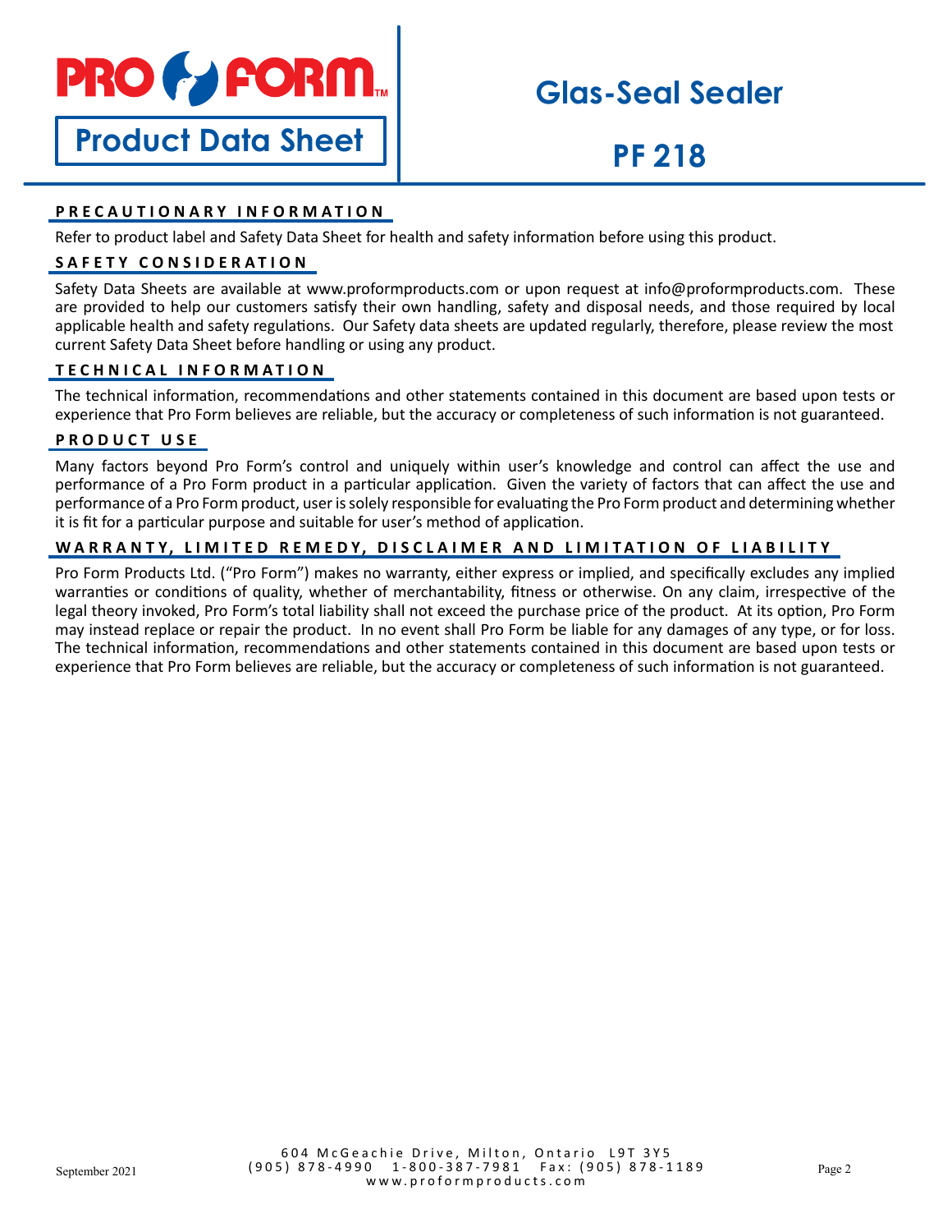# PRO FORM

**Product Data Sheet**

# Glas-Seal Sealer

# PF 218

## PRECAUTIONARY INFORMATION

Refer to product label and Safety Data Sheet for health and safety information before using this product.

## SAFETY CONSIDERATION

Safety Data Sheets are available at www.proformproducts.com or upon request at info@proformproducts.com. These are provided to help our customers satisfy their own handling, safety and disposal needs, and those required by local applicable health and safety regulations. Our Safety data sheets are updated regularly, therefore, please review the most current Safety Data Sheet before handling or using any product.

## TECHNICAL INFORMATION

The technical information, recommendations and other statements contained in this document are based upon tests or experience that Pro Form believes are reliable, but the accuracy or completeness of such information is not guaranteed.

## PRODUCT USE

Many factors beyond Pro Form's control and uniquely within user's knowledge and control can affect the use and performance of a Pro Form product in a particular application. Given the variety of factors that can affect the use and performance of a Pro Form product, user is solely responsible for evaluating the Pro Form product and determining whether it is fit for a particular purpose and suitable for user's method of application.

## WARRANTY, LIMITED REMEDY, DISCLAIMER AND LIMITATION OF LIABILITY

Pro Form Products Ltd. ("Pro Form") makes no warranty, either express or implied, and specifically excludes any implied warranties or conditions of quality, whether of merchantability, fitness or otherwise. On any claim, irrespective of the legal theory invoked, Pro Form's total liability shall not exceed the purchase price of the product. At its option, Pro Form may instead replace or repair the product. In no event shall Pro Form be liable for any damages of any type, or for loss. The technical information, recommendations and other statements contained in this document are based upon tests or experience that Pro Form believes are reliable, but the accuracy or completeness of such information is not guaranteed.

September 2021

604 McGeachie Drive, Milton, Ontario L9T 3Y5
(905) 878-4990 1-800-387-7981 Fax: (905) 878-1189
www.proformproducts.com